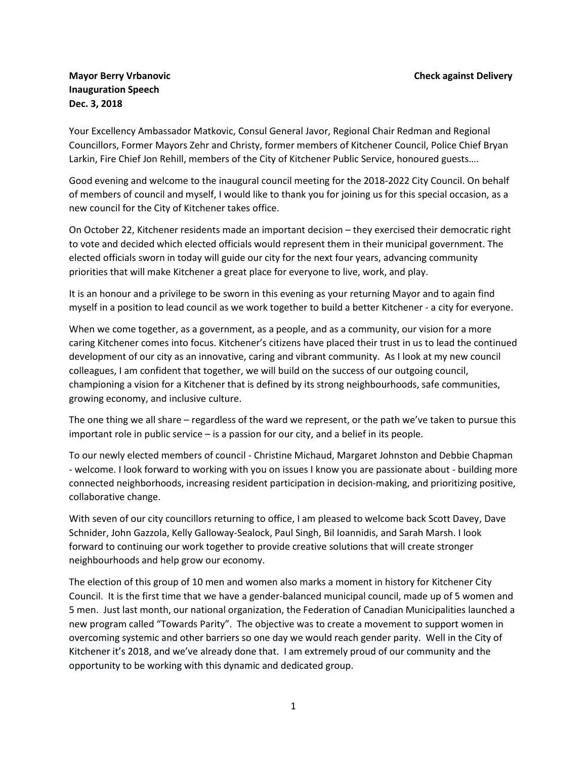**Mayor Berry Vrbanovic** **Check against Delivery**
**Inauguration Speech**
**Dec. 3, 2018**

Your Excellency Ambassador Matkovic, Consul General Javor, Regional Chair Redman and Regional Councillors, Former Mayors Zehr and Christy, former members of Kitchener Council, Police Chief Bryan Larkin, Fire Chief Jon Rehill, members of the City of Kitchener Public Service, honoured guests….

Good evening and welcome to the inaugural council meeting for the 2018-2022 City Council. On behalf of members of council and myself, I would like to thank you for joining us for this special occasion, as a new council for the City of Kitchener takes office.

On October 22, Kitchener residents made an important decision – they exercised their democratic right to vote and decided which elected officials would represent them in their municipal government. The elected officials sworn in today will guide our city for the next four years, advancing community priorities that will make Kitchener a great place for everyone to live, work, and play.

It is an honour and a privilege to be sworn in this evening as your returning Mayor and to again find myself in a position to lead council as we work together to build a better Kitchener - a city for everyone.

When we come together, as a government, as a people, and as a community, our vision for a more caring Kitchener comes into focus. Kitchener's citizens have placed their trust in us to lead the continued development of our city as an innovative, caring and vibrant community. As I look at my new council colleagues, I am confident that together, we will build on the success of our outgoing council, championing a vision for a Kitchener that is defined by its strong neighbourhoods, safe communities, growing economy, and inclusive culture.

The one thing we all share – regardless of the ward we represent, or the path we've taken to pursue this important role in public service – is a passion for our city, and a belief in its people.

To our newly elected members of council - Christine Michaud, Margaret Johnston and Debbie Chapman - welcome. I look forward to working with you on issues I know you are passionate about - building more connected neighborhoods, increasing resident participation in decision-making, and prioritizing positive, collaborative change.

With seven of our city councillors returning to office, I am pleased to welcome back Scott Davey, Dave Schnider, John Gazzola, Kelly Galloway-Sealock, Paul Singh, Bil Ioannidis, and Sarah Marsh. I look forward to continuing our work together to provide creative solutions that will create stronger neighbourhoods and help grow our economy.

The election of this group of 10 men and women also marks a moment in history for Kitchener City Council. It is the first time that we have a gender-balanced municipal council, made up of 5 women and 5 men. Just last month, our national organization, the Federation of Canadian Municipalities launched a new program called "Towards Parity". The objective was to create a movement to support women in overcoming systemic and other barriers so one day we would reach gender parity. Well in the City of Kitchener it's 2018, and we've already done that. I am extremely proud of our community and the opportunity to be working with this dynamic and dedicated group.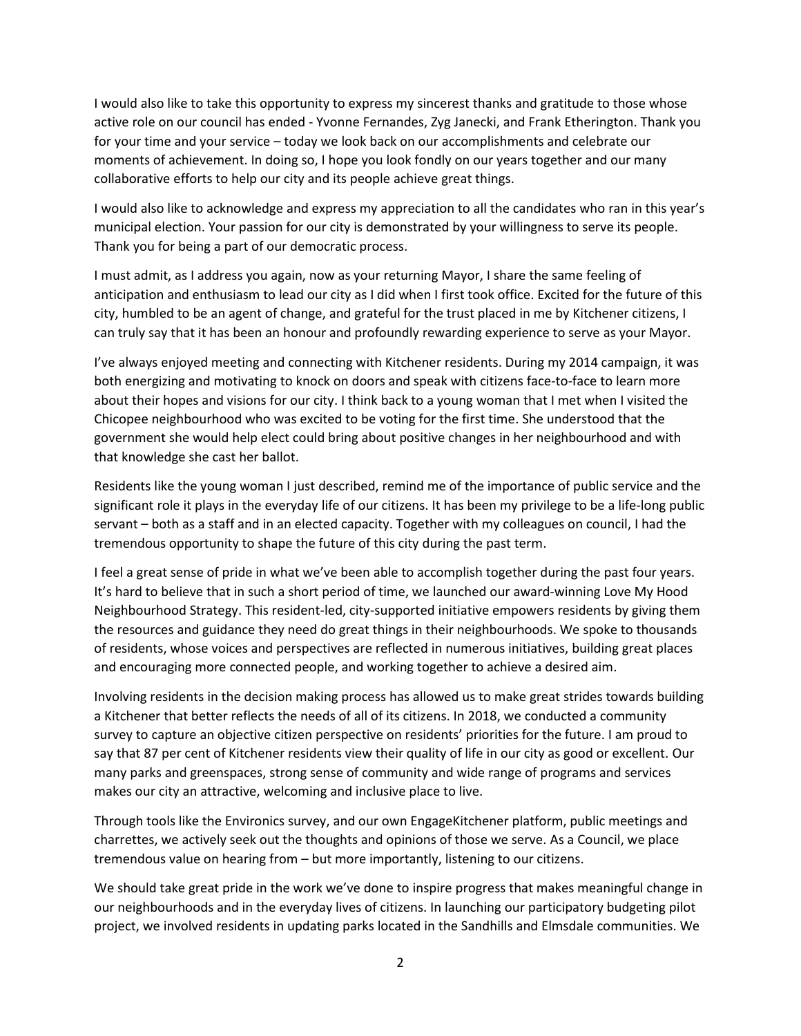I would also like to take this opportunity to express my sincerest thanks and gratitude to those whose active role on our council has ended - Yvonne Fernandes, Zyg Janecki, and Frank Etherington. Thank you for your time and your service – today we look back on our accomplishments and celebrate our moments of achievement. In doing so, I hope you look fondly on our years together and our many collaborative efforts to help our city and its people achieve great things.

I would also like to acknowledge and express my appreciation to all the candidates who ran in this year's municipal election. Your passion for our city is demonstrated by your willingness to serve its people. Thank you for being a part of our democratic process.

I must admit, as I address you again, now as your returning Mayor, I share the same feeling of anticipation and enthusiasm to lead our city as I did when I first took office. Excited for the future of this city, humbled to be an agent of change, and grateful for the trust placed in me by Kitchener citizens, I can truly say that it has been an honour and profoundly rewarding experience to serve as your Mayor.

I've always enjoyed meeting and connecting with Kitchener residents. During my 2014 campaign, it was both energizing and motivating to knock on doors and speak with citizens face-to-face to learn more about their hopes and visions for our city. I think back to a young woman that I met when I visited the Chicopee neighbourhood who was excited to be voting for the first time. She understood that the government she would help elect could bring about positive changes in her neighbourhood and with that knowledge she cast her ballot.

Residents like the young woman I just described, remind me of the importance of public service and the significant role it plays in the everyday life of our citizens. It has been my privilege to be a life-long public servant – both as a staff and in an elected capacity. Together with my colleagues on council, I had the tremendous opportunity to shape the future of this city during the past term.

I feel a great sense of pride in what we've been able to accomplish together during the past four years. It's hard to believe that in such a short period of time, we launched our award-winning Love My Hood Neighbourhood Strategy. This resident-led, city-supported initiative empowers residents by giving them the resources and guidance they need do great things in their neighbourhoods. We spoke to thousands of residents, whose voices and perspectives are reflected in numerous initiatives, building great places and encouraging more connected people, and working together to achieve a desired aim.

Involving residents in the decision making process has allowed us to make great strides towards building a Kitchener that better reflects the needs of all of its citizens. In 2018, we conducted a community survey to capture an objective citizen perspective on residents' priorities for the future. I am proud to say that 87 per cent of Kitchener residents view their quality of life in our city as good or excellent. Our many parks and greenspaces, strong sense of community and wide range of programs and services makes our city an attractive, welcoming and inclusive place to live.

Through tools like the Environics survey, and our own EngageKitchener platform, public meetings and charrettes, we actively seek out the thoughts and opinions of those we serve. As a Council, we place tremendous value on hearing from – but more importantly, listening to our citizens.

We should take great pride in the work we've done to inspire progress that makes meaningful change in our neighbourhoods and in the everyday lives of citizens. In launching our participatory budgeting pilot project, we involved residents in updating parks located in the Sandhills and Elmsdale communities. We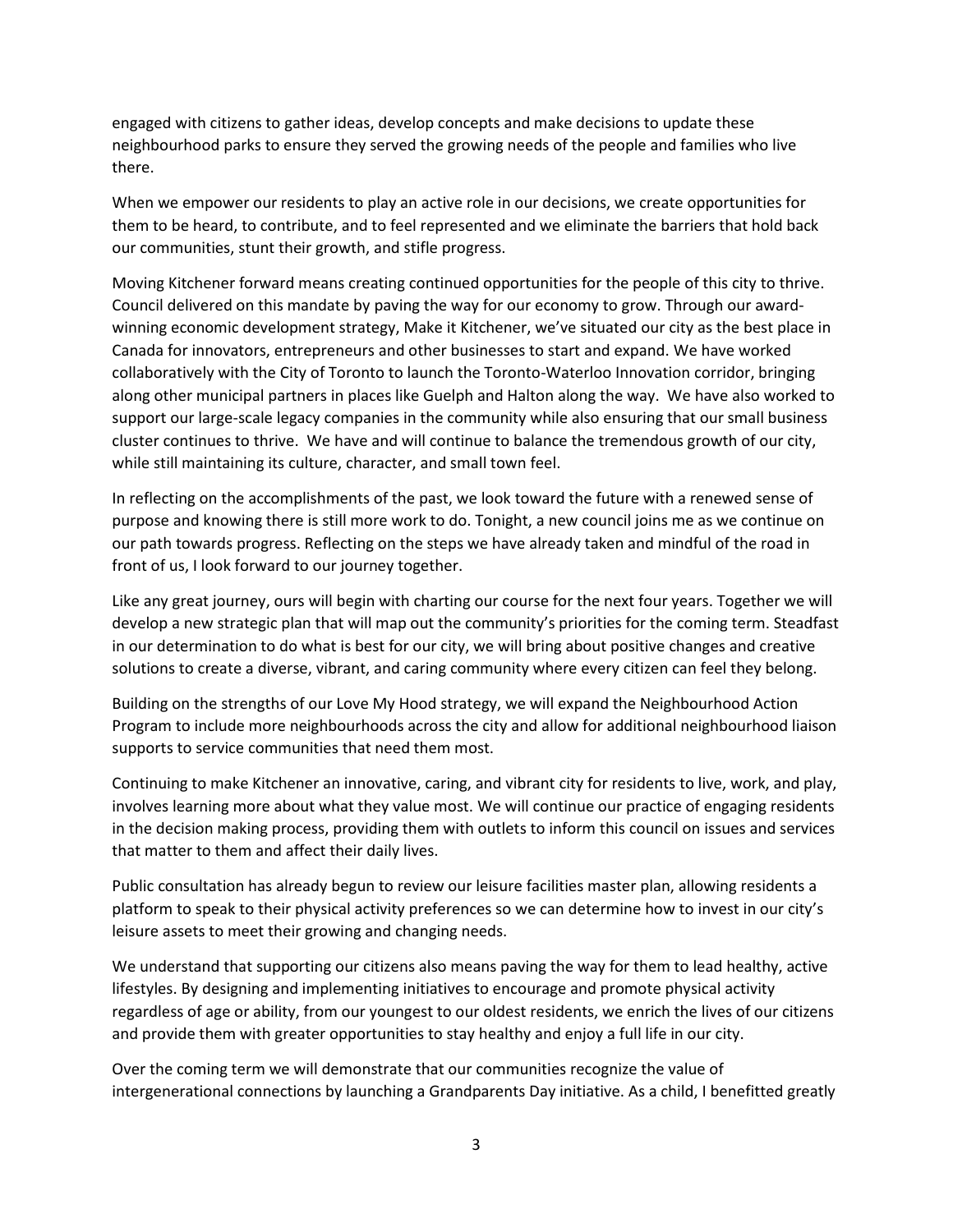engaged with citizens to gather ideas, develop concepts and make decisions to update these neighbourhood parks to ensure they served the growing needs of the people and families who live there.

When we empower our residents to play an active role in our decisions, we create opportunities for them to be heard, to contribute, and to feel represented and we eliminate the barriers that hold back our communities, stunt their growth, and stifle progress.

Moving Kitchener forward means creating continued opportunities for the people of this city to thrive. Council delivered on this mandate by paving the way for our economy to grow. Through our award-winning economic development strategy, Make it Kitchener, we've situated our city as the best place in Canada for innovators, entrepreneurs and other businesses to start and expand. We have worked collaboratively with the City of Toronto to launch the Toronto-Waterloo Innovation corridor, bringing along other municipal partners in places like Guelph and Halton along the way. We have also worked to support our large-scale legacy companies in the community while also ensuring that our small business cluster continues to thrive. We have and will continue to balance the tremendous growth of our city, while still maintaining its culture, character, and small town feel.

In reflecting on the accomplishments of the past, we look toward the future with a renewed sense of purpose and knowing there is still more work to do. Tonight, a new council joins me as we continue on our path towards progress. Reflecting on the steps we have already taken and mindful of the road in front of us, I look forward to our journey together.

Like any great journey, ours will begin with charting our course for the next four years. Together we will develop a new strategic plan that will map out the community's priorities for the coming term. Steadfast in our determination to do what is best for our city, we will bring about positive changes and creative solutions to create a diverse, vibrant, and caring community where every citizen can feel they belong.

Building on the strengths of our Love My Hood strategy, we will expand the Neighbourhood Action Program to include more neighbourhoods across the city and allow for additional neighbourhood liaison supports to service communities that need them most.

Continuing to make Kitchener an innovative, caring, and vibrant city for residents to live, work, and play, involves learning more about what they value most. We will continue our practice of engaging residents in the decision making process, providing them with outlets to inform this council on issues and services that matter to them and affect their daily lives.

Public consultation has already begun to review our leisure facilities master plan, allowing residents a platform to speak to their physical activity preferences so we can determine how to invest in our city's leisure assets to meet their growing and changing needs.

We understand that supporting our citizens also means paving the way for them to lead healthy, active lifestyles. By designing and implementing initiatives to encourage and promote physical activity regardless of age or ability, from our youngest to our oldest residents, we enrich the lives of our citizens and provide them with greater opportunities to stay healthy and enjoy a full life in our city.

Over the coming term we will demonstrate that our communities recognize the value of intergenerational connections by launching a Grandparents Day initiative. As a child, I benefitted greatly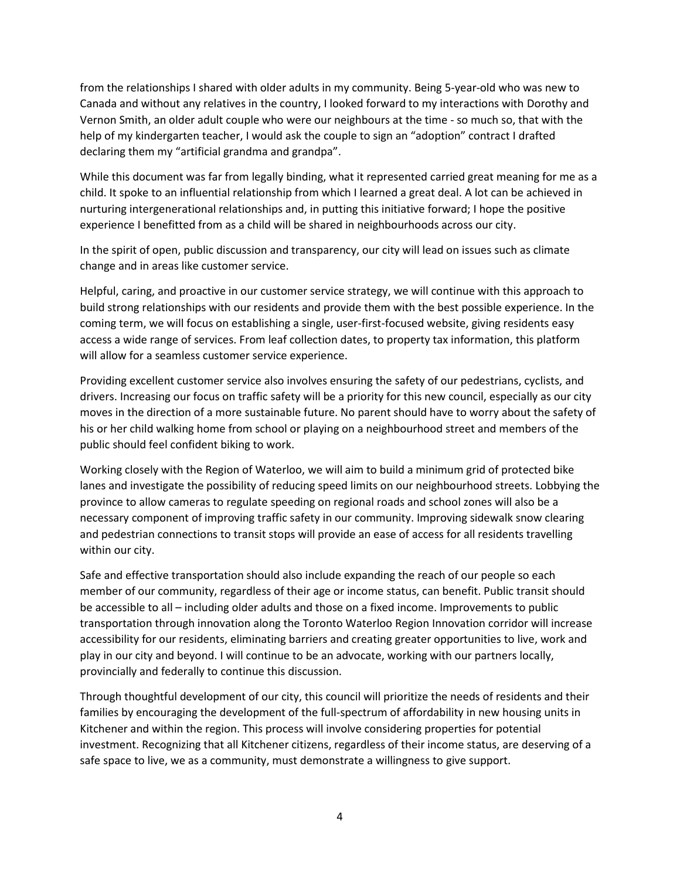from the relationships I shared with older adults in my community. Being 5-year-old who was new to Canada and without any relatives in the country, I looked forward to my interactions with Dorothy and Vernon Smith, an older adult couple who were our neighbours at the time - so much so, that with the help of my kindergarten teacher, I would ask the couple to sign an "adoption" contract I drafted declaring them my "artificial grandma and grandpa".

While this document was far from legally binding, what it represented carried great meaning for me as a child. It spoke to an influential relationship from which I learned a great deal. A lot can be achieved in nurturing intergenerational relationships and, in putting this initiative forward; I hope the positive experience I benefitted from as a child will be shared in neighbourhoods across our city.

In the spirit of open, public discussion and transparency, our city will lead on issues such as climate change and in areas like customer service.

Helpful, caring, and proactive in our customer service strategy, we will continue with this approach to build strong relationships with our residents and provide them with the best possible experience. In the coming term, we will focus on establishing a single, user-first-focused website, giving residents easy access a wide range of services. From leaf collection dates, to property tax information, this platform will allow for a seamless customer service experience.

Providing excellent customer service also involves ensuring the safety of our pedestrians, cyclists, and drivers. Increasing our focus on traffic safety will be a priority for this new council, especially as our city moves in the direction of a more sustainable future. No parent should have to worry about the safety of his or her child walking home from school or playing on a neighbourhood street and members of the public should feel confident biking to work.

Working closely with the Region of Waterloo, we will aim to build a minimum grid of protected bike lanes and investigate the possibility of reducing speed limits on our neighbourhood streets. Lobbying the province to allow cameras to regulate speeding on regional roads and school zones will also be a necessary component of improving traffic safety in our community. Improving sidewalk snow clearing and pedestrian connections to transit stops will provide an ease of access for all residents travelling within our city.

Safe and effective transportation should also include expanding the reach of our people so each member of our community, regardless of their age or income status, can benefit. Public transit should be accessible to all – including older adults and those on a fixed income. Improvements to public transportation through innovation along the Toronto Waterloo Region Innovation corridor will increase accessibility for our residents, eliminating barriers and creating greater opportunities to live, work and play in our city and beyond. I will continue to be an advocate, working with our partners locally, provincially and federally to continue this discussion.

Through thoughtful development of our city, this council will prioritize the needs of residents and their families by encouraging the development of the full-spectrum of affordability in new housing units in Kitchener and within the region. This process will involve considering properties for potential investment. Recognizing that all Kitchener citizens, regardless of their income status, are deserving of a safe space to live, we as a community, must demonstrate a willingness to give support.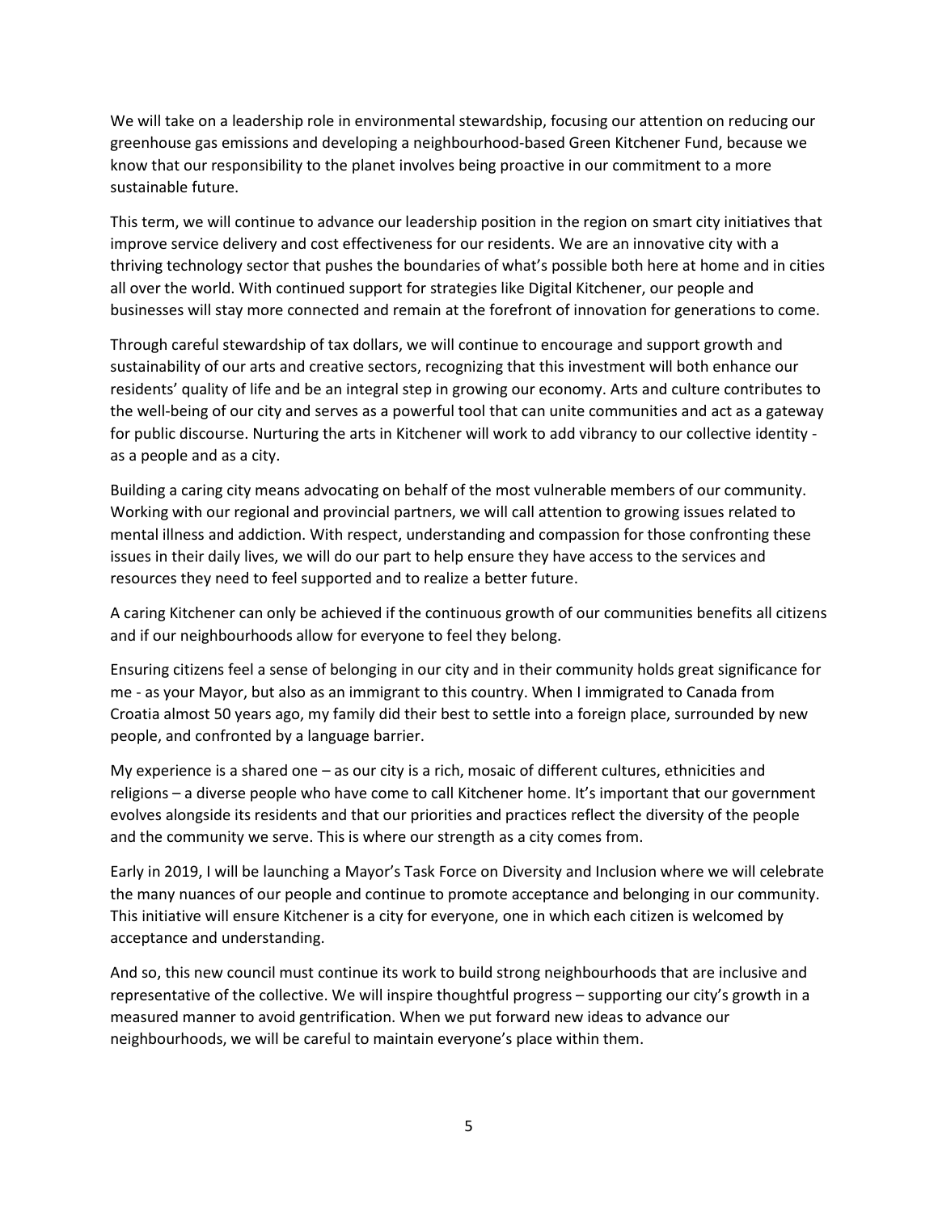We will take on a leadership role in environmental stewardship, focusing our attention on reducing our greenhouse gas emissions and developing a neighbourhood-based Green Kitchener Fund, because we know that our responsibility to the planet involves being proactive in our commitment to a more sustainable future.

This term, we will continue to advance our leadership position in the region on smart city initiatives that improve service delivery and cost effectiveness for our residents. We are an innovative city with a thriving technology sector that pushes the boundaries of what's possible both here at home and in cities all over the world. With continued support for strategies like Digital Kitchener, our people and businesses will stay more connected and remain at the forefront of innovation for generations to come.

Through careful stewardship of tax dollars, we will continue to encourage and support growth and sustainability of our arts and creative sectors, recognizing that this investment will both enhance our residents' quality of life and be an integral step in growing our economy. Arts and culture contributes to the well-being of our city and serves as a powerful tool that can unite communities and act as a gateway for public discourse. Nurturing the arts in Kitchener will work to add vibrancy to our collective identity - as a people and as a city.

Building a caring city means advocating on behalf of the most vulnerable members of our community. Working with our regional and provincial partners, we will call attention to growing issues related to mental illness and addiction. With respect, understanding and compassion for those confronting these issues in their daily lives, we will do our part to help ensure they have access to the services and resources they need to feel supported and to realize a better future.

A caring Kitchener can only be achieved if the continuous growth of our communities benefits all citizens and if our neighbourhoods allow for everyone to feel they belong.

Ensuring citizens feel a sense of belonging in our city and in their community holds great significance for me - as your Mayor, but also as an immigrant to this country. When I immigrated to Canada from Croatia almost 50 years ago, my family did their best to settle into a foreign place, surrounded by new people, and confronted by a language barrier.

My experience is a shared one – as our city is a rich, mosaic of different cultures, ethnicities and religions – a diverse people who have come to call Kitchener home. It's important that our government evolves alongside its residents and that our priorities and practices reflect the diversity of the people and the community we serve. This is where our strength as a city comes from.

Early in 2019, I will be launching a Mayor's Task Force on Diversity and Inclusion where we will celebrate the many nuances of our people and continue to promote acceptance and belonging in our community. This initiative will ensure Kitchener is a city for everyone, one in which each citizen is welcomed by acceptance and understanding.

And so, this new council must continue its work to build strong neighbourhoods that are inclusive and representative of the collective. We will inspire thoughtful progress – supporting our city's growth in a measured manner to avoid gentrification. When we put forward new ideas to advance our neighbourhoods, we will be careful to maintain everyone's place within them.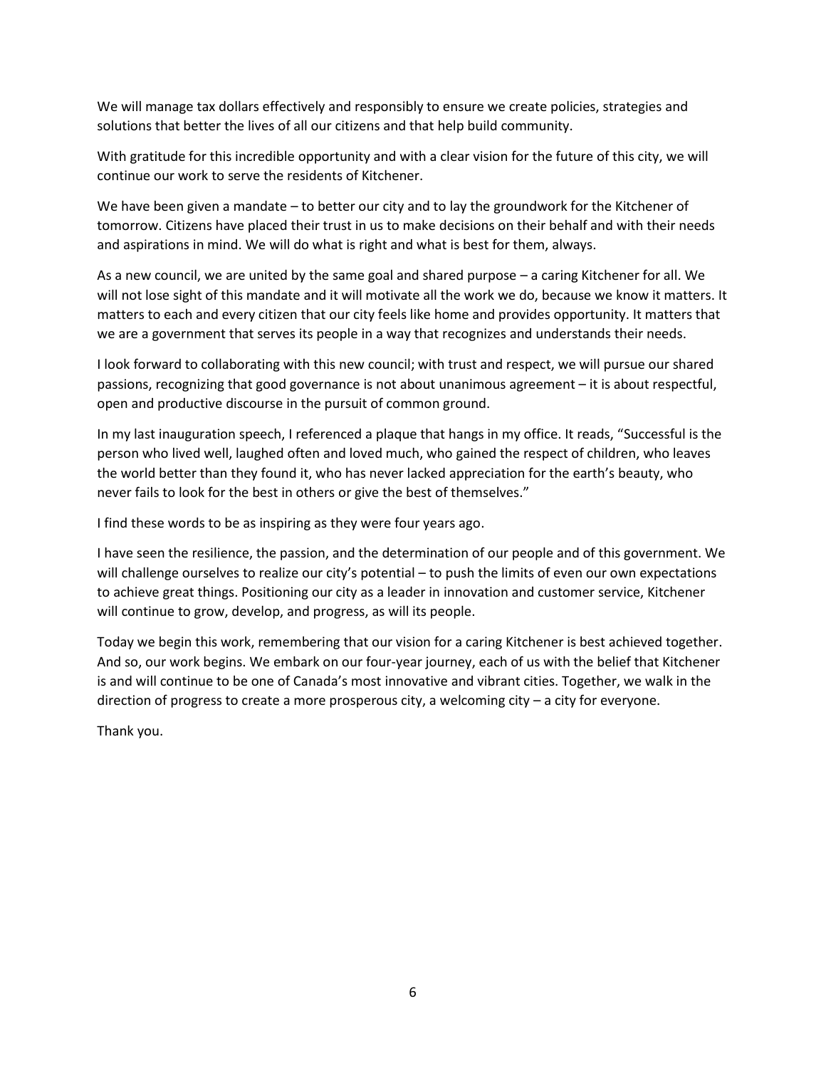We will manage tax dollars effectively and responsibly to ensure we create policies, strategies and solutions that better the lives of all our citizens and that help build community.

With gratitude for this incredible opportunity and with a clear vision for the future of this city, we will continue our work to serve the residents of Kitchener.

We have been given a mandate – to better our city and to lay the groundwork for the Kitchener of tomorrow. Citizens have placed their trust in us to make decisions on their behalf and with their needs and aspirations in mind. We will do what is right and what is best for them, always.

As a new council, we are united by the same goal and shared purpose – a caring Kitchener for all. We will not lose sight of this mandate and it will motivate all the work we do, because we know it matters. It matters to each and every citizen that our city feels like home and provides opportunity. It matters that we are a government that serves its people in a way that recognizes and understands their needs.

I look forward to collaborating with this new council; with trust and respect, we will pursue our shared passions, recognizing that good governance is not about unanimous agreement – it is about respectful, open and productive discourse in the pursuit of common ground.

In my last inauguration speech, I referenced a plaque that hangs in my office. It reads, "Successful is the person who lived well, laughed often and loved much, who gained the respect of children, who leaves the world better than they found it, who has never lacked appreciation for the earth's beauty, who never fails to look for the best in others or give the best of themselves."

I find these words to be as inspiring as they were four years ago.

I have seen the resilience, the passion, and the determination of our people and of this government. We will challenge ourselves to realize our city's potential – to push the limits of even our own expectations to achieve great things. Positioning our city as a leader in innovation and customer service, Kitchener will continue to grow, develop, and progress, as will its people.

Today we begin this work, remembering that our vision for a caring Kitchener is best achieved together. And so, our work begins. We embark on our four-year journey, each of us with the belief that Kitchener is and will continue to be one of Canada's most innovative and vibrant cities. Together, we walk in the direction of progress to create a more prosperous city, a welcoming city – a city for everyone.

Thank you.